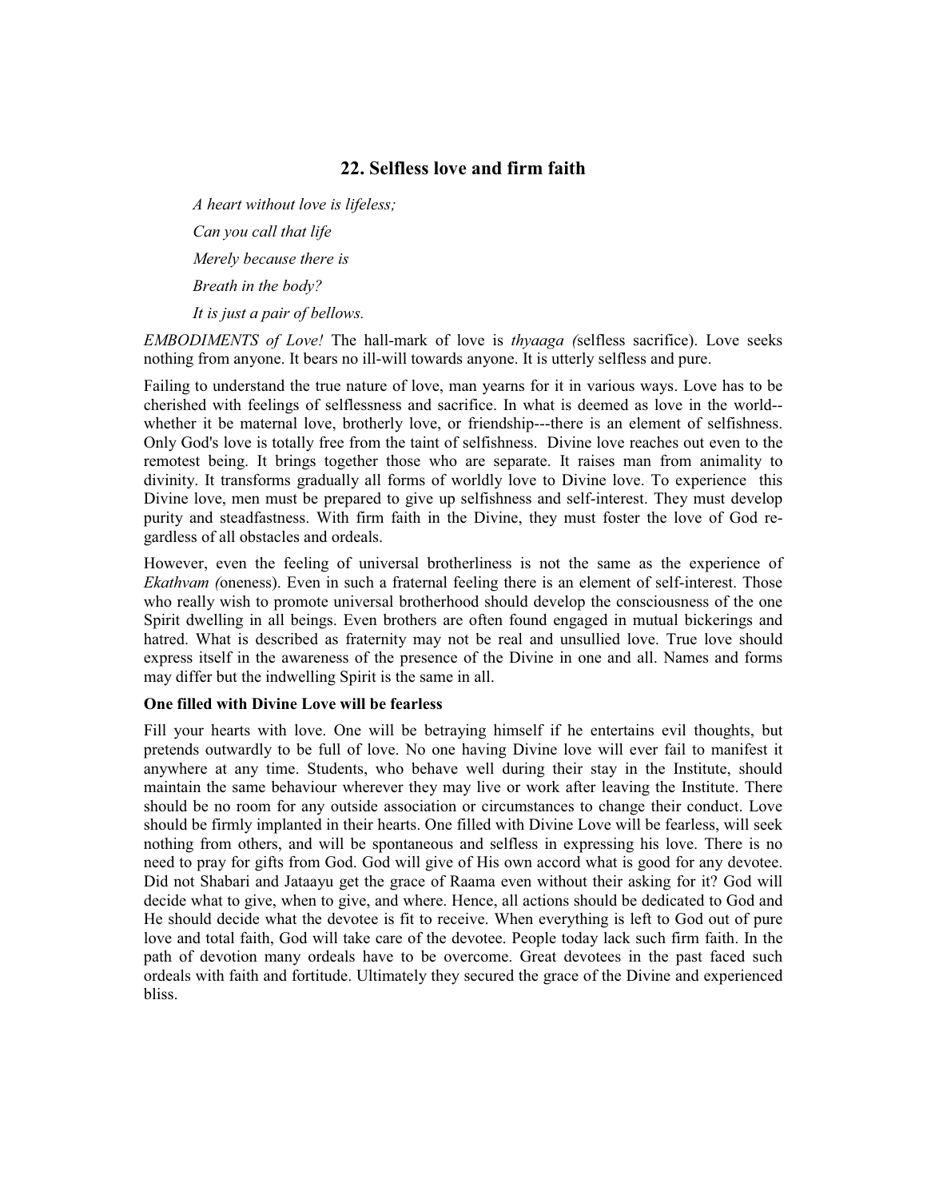## 22. Selfless love and firm faith

*A heart without love is lifeless;*

*Can you call that life*

*Merely because there is*

*Breath in the body?*

*It is just a pair of bellows.*

*EMBODIMENTS of Love!* The hall-mark of love is *thyaaga (*selfless sacrifice). Love seeks nothing from anyone. It bears no ill-will towards anyone. It is utterly selfless and pure.

Failing to understand the true nature of love, man yearns for it in various ways. Love has to be cherished with feelings of selflessness and sacrifice. In what is deemed as love in the world--whether it be maternal love, brotherly love, or friendship---there is an element of selfishness. Only God's love is totally free from the taint of selfishness. Divine love reaches out even to the remotest being. It brings together those who are separate. It raises man from animality to divinity. It transforms gradually all forms of worldly love to Divine love. To experience this Divine love, men must be prepared to give up selfishness and self-interest. They must develop purity and steadfastness. With firm faith in the Divine, they must foster the love of God regardless of all obstacles and ordeals.

However, even the feeling of universal brotherliness is not the same as the experience of *Ekathvam (*oneness). Even in such a fraternal feeling there is an element of self-interest. Those who really wish to promote universal brotherhood should develop the consciousness of the one Spirit dwelling in all beings. Even brothers are often found engaged in mutual bickerings and hatred. What is described as fraternity may not be real and unsullied love. True love should express itself in the awareness of the presence of the Divine in one and all. Names and forms may differ but the indwelling Spirit is the same in all.

**One filled with Divine Love will be fearless**

Fill your hearts with love. One will be betraying himself if he entertains evil thoughts, but pretends outwardly to be full of love. No one having Divine love will ever fail to manifest it anywhere at any time. Students, who behave well during their stay in the Institute, should maintain the same behaviour wherever they may live or work after leaving the Institute. There should be no room for any outside association or circumstances to change their conduct. Love should be firmly implanted in their hearts. One filled with Divine Love will be fearless, will seek nothing from others, and will be spontaneous and selfless in expressing his love. There is no need to pray for gifts from God. God will give of His own accord what is good for any devotee. Did not Shabari and Jataayu get the grace of Raama even without their asking for it? God will decide what to give, when to give, and where. Hence, all actions should be dedicated to God and He should decide what the devotee is fit to receive. When everything is left to God out of pure love and total faith, God will take care of the devotee. People today lack such firm faith. In the path of devotion many ordeals have to be overcome. Great devotees in the past faced such ordeals with faith and fortitude. Ultimately they secured the grace of the Divine and experienced bliss.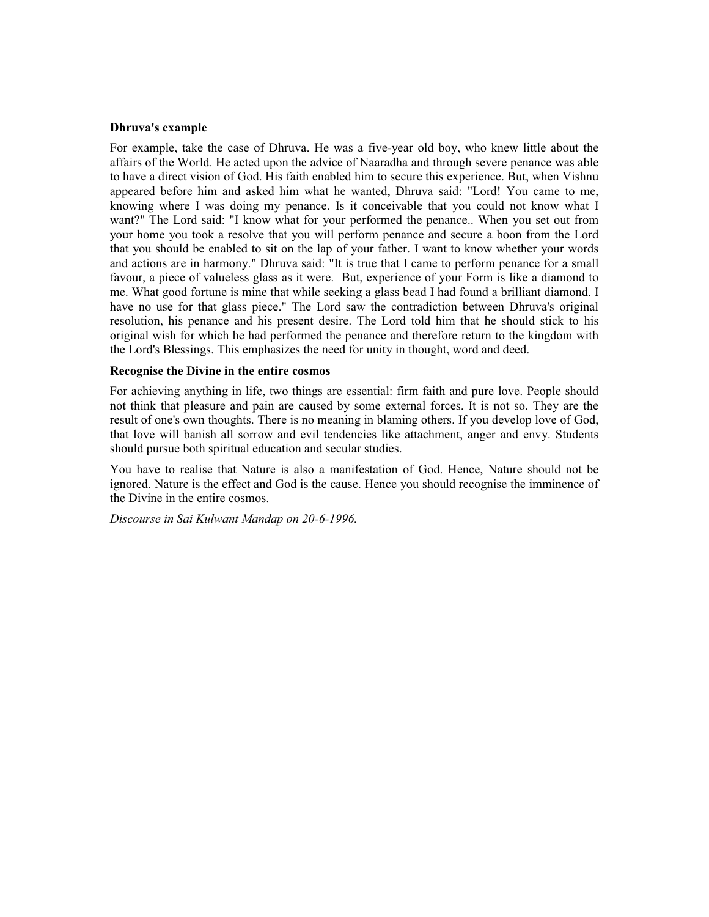### Dhruva's example

For example, take the case of Dhruva. He was a five-year old boy, who knew little about the affairs of the World. He acted upon the advice of Naaradha and through severe penance was able to have a direct vision of God. His faith enabled him to secure this experience. But, when Vishnu appeared before him and asked him what he wanted, Dhruva said: "Lord! You came to me, knowing where I was doing my penance. Is it conceivable that you could not know what I want?" The Lord said: "I know what for your performed the penance.. When you set out from your home you took a resolve that you will perform penance and secure a boon from the Lord that you should be enabled to sit on the lap of your father. I want to know whether your words and actions are in harmony." Dhruva said: "It is true that I came to perform penance for a small favour, a piece of valueless glass as it were. But, experience of your Form is like a diamond to me. What good fortune is mine that while seeking a glass bead I had found a brilliant diamond. I have no use for that glass piece." The Lord saw the contradiction between Dhruva's original resolution, his penance and his present desire. The Lord told him that he should stick to his original wish for which he had performed the penance and therefore return to the kingdom with the Lord's Blessings. This emphasizes the need for unity in thought, word and deed.

### Recognise the Divine in the entire cosmos

For achieving anything in life, two things are essential: firm faith and pure love. People should not think that pleasure and pain are caused by some external forces. It is not so. They are the result of one's own thoughts. There is no meaning in blaming others. If you develop love of God, that love will banish all sorrow and evil tendencies like attachment, anger and envy. Students should pursue both spiritual education and secular studies.

You have to realise that Nature is also a manifestation of God. Hence, Nature should not be ignored. Nature is the effect and God is the cause. Hence you should recognise the imminence of the Divine in the entire cosmos.

*Discourse in Sai Kulwant Mandap on 20-6-1996.*